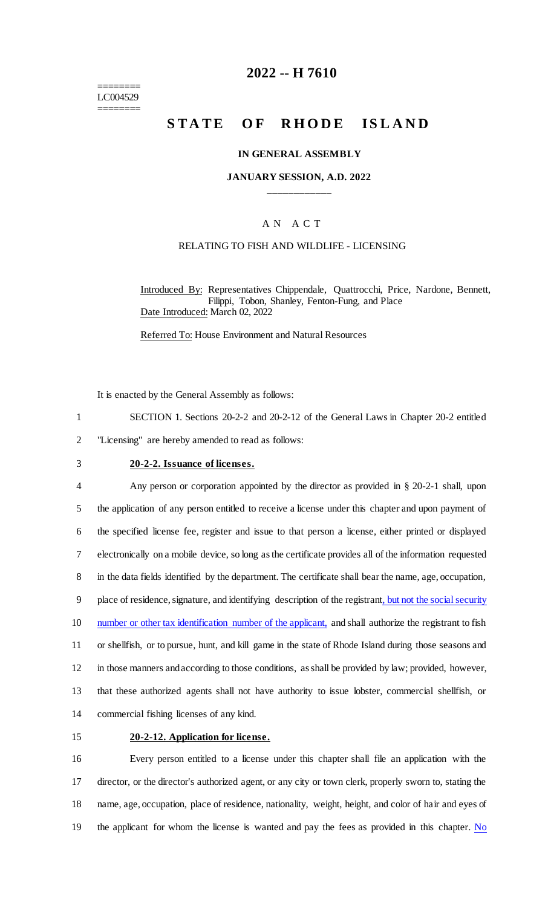========
LC004529
========

# 2022 -- H 7610

# STATE OF RHODE ISLAND

### IN GENERAL ASSEMBLY

### JANUARY SESSION, A.D. 2022

____________

A N A C T

RELATING TO FISH AND WILDLIFE - LICENSING

Introduced By: Representatives Chippendale, Quattrocchi, Price, Nardone, Bennett, Filippi, Tobon, Shanley, Fenton-Fung, and Place

Date Introduced: March 02, 2022

Referred To: House Environment and Natural Resources

It is enacted by the General Assembly as follows:

1 SECTION 1. Sections 20-2-2 and 20-2-12 of the General Laws in Chapter 20-2 entitled
2 "Licensing" are hereby amended to read as follows:

3 **20-2-2. Issuance of licenses.**

4 Any person or corporation appointed by the director as provided in § 20-2-1 shall, upon
5 the application of any person entitled to receive a license under this chapter and upon payment of
6 the specified license fee, register and issue to that person a license, either printed or displayed
7 electronically on a mobile device, so long as the certificate provides all of the information requested
8 in the data fields identified by the department. The certificate shall bear the name, age, occupation,
9 place of residence, signature, and identifying description of the registrant, but not the social security
10 number or other tax identification number of the applicant, and shall authorize the registrant to fish
11 or shellfish, or to pursue, hunt, and kill game in the state of Rhode Island during those seasons and
12 in those manners and according to those conditions, as shall be provided by law; provided, however,
13 that these authorized agents shall not have authority to issue lobster, commercial shellfish, or
14 commercial fishing licenses of any kind.

15 **20-2-12. Application for license.**

16 Every person entitled to a license under this chapter shall file an application with the
17 director, or the director's authorized agent, or any city or town clerk, properly sworn to, stating the
18 name, age, occupation, place of residence, nationality, weight, height, and color of hair and eyes of
19 the applicant for whom the license is wanted and pay the fees as provided in this chapter. No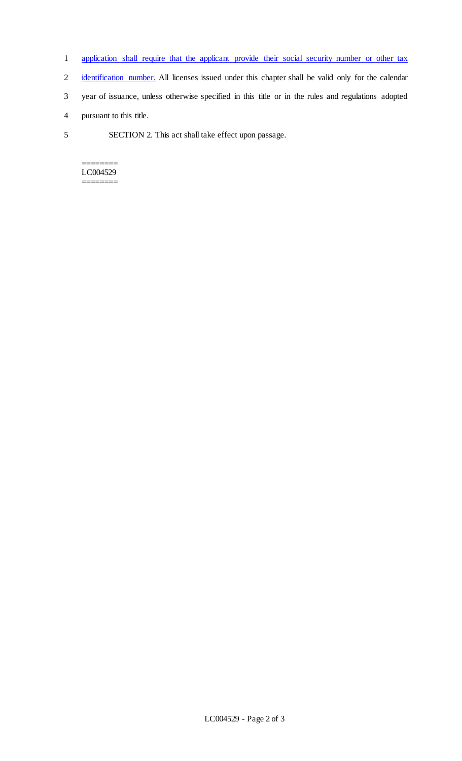1 application shall require that the applicant provide their social security number or other tax

2 identification number. All licenses issued under this chapter shall be valid only for the calendar

3 year of issuance, unless otherwise specified in this title or in the rules and regulations adopted

4 pursuant to this title.

5 SECTION 2. This act shall take effect upon passage.

========
LC004529
========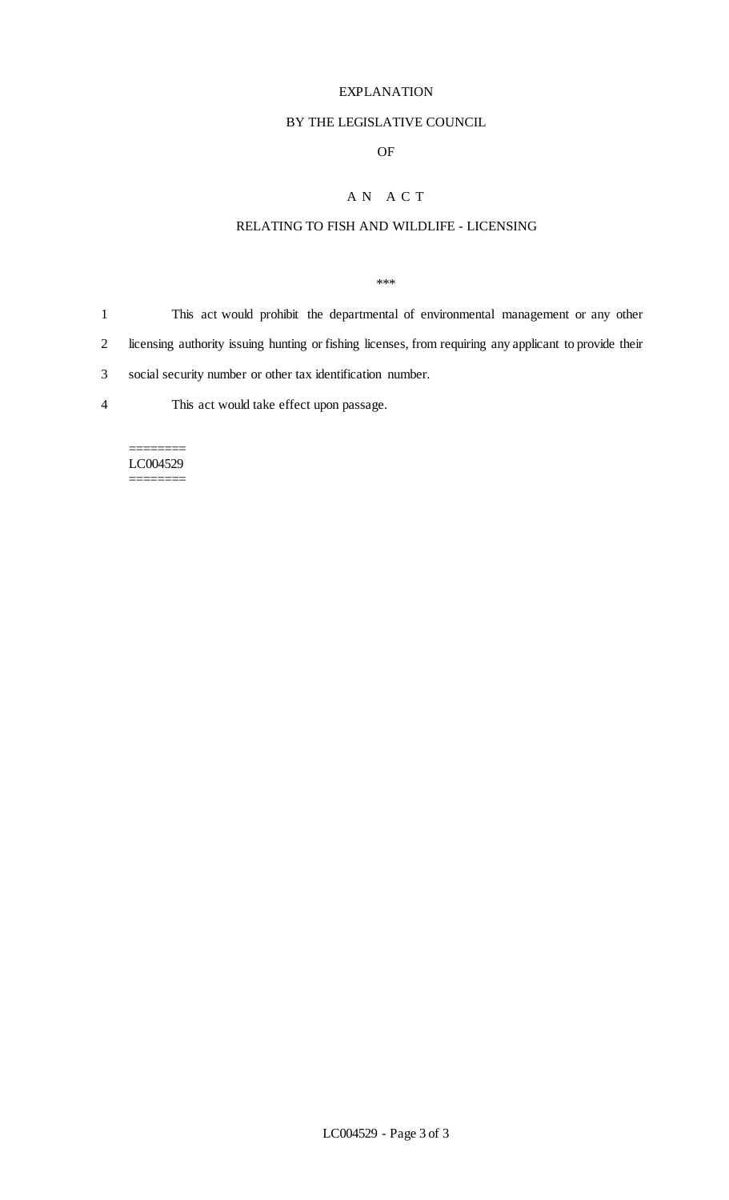EXPLANATION

BY THE LEGISLATIVE COUNCIL

OF

A N A C T

RELATING TO FISH AND WILDLIFE - LICENSING

***

1 This act would prohibit the departmental of environmental management or any other
2 licensing authority issuing hunting or fishing licenses, from requiring any applicant to provide their
3 social security number or other tax identification number.

4 This act would take effect upon passage.

========
LC004529
========